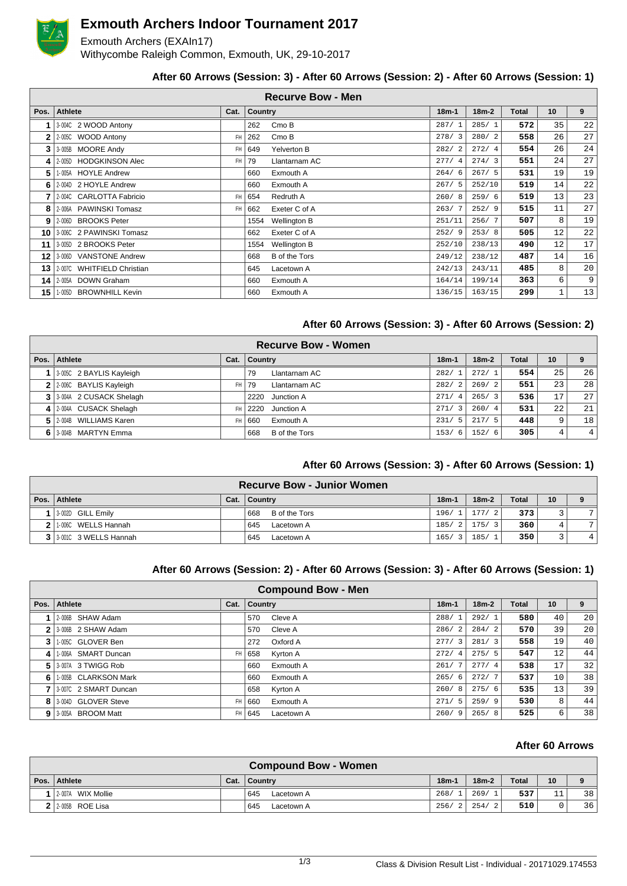# Exmouth Archers Indoor Tournament 2017

Exmouth Archers (EXAIn17)
Withycombe Raleigh Common, Exmouth, UK, 29-10-2017

### After 60 Arrows (Session: 3) - After 60 Arrows (Session: 2) - After 60 Arrows (Session: 1)

| Recurve Bow - Men | | | | | | | | | | |
|---|---|---|---|---|---|---|---|---|---|---|
| Pos. | Athlete | | Cat. | Country | | 18m-1 | 18m-2 | Total | 10 | 9 |
| 1 | 3-004C | 2 WOOD Antony | | 262 | Cmo B | 287/ 1 | 285/ 1 | **572** | 35 | 22 |
| 2 | 2-005C | WOOD Antony | FH | 262 | Cmo B | 278/ 3 | 280/ 2 | **558** | 26 | 27 |
| 3 | 3-005B | MOORE Andy | FH | 649 | Yelverton B | 282/ 2 | 272/ 4 | **554** | 26 | 24 |
| 4 | 2-005D | HODGKINSON Alec | FH | 79 | Llantarnam AC | 277/ 4 | 274/ 3 | **551** | 24 | 27 |
| 5 | 1-005A | HOYLE Andrew | | 660 | Exmouth A | 264/ 6 | 267/ 5 | **531** | 19 | 19 |
| 6 | 2-004D | 2 HOYLE Andrew | | 660 | Exmouth A | 267/ 5 | 252/10 | **519** | 14 | 22 |
| 7 | 2-004C | CARLOTTA Fabricio | FH | 654 | Redruth A | 260/ 8 | 259/ 6 | **519** | 13 | 23 |
| 8 | 2-006A | PAWINSKI Tomasz | FH | 662 | Exeter C of A | 263/ 7 | 252/ 9 | **515** | 11 | 27 |
| 9 | 2-006D | BROOKS Peter | | 1554 | Wellington B | 251/11 | 256/ 7 | **507** | 8 | 19 |
| 10 | 3-006C | 2 PAWINSKI Tomasz | | 662 | Exeter C of A | 252/ 9 | 253/ 8 | **505** | 12 | 22 |
| 11 | 3-005D | 2 BROOKS Peter | | 1554 | Wellington B | 252/10 | 238/13 | **490** | 12 | 17 |
| 12 | 3-006D | VANSTONE Andrew | | 668 | B of the Tors | 249/12 | 238/12 | **487** | 14 | 16 |
| 13 | 2-007C | WHITFIELD Christian | | 645 | Lacetown A | 242/13 | 243/11 | **485** | 8 | 20 |
| 14 | 2-005A | DOWN Graham | | 660 | Exmouth A | 164/14 | 199/14 | **363** | 6 | 9 |
| 15 | 1-005D | BROWNHILL Kevin | | 660 | Exmouth A | 136/15 | 163/15 | **299** | 1 | 13 |

### After 60 Arrows (Session: 3) - After 60 Arrows (Session: 2)

| Recurve Bow - Women | | | | | | | | | | |
|---|---|---|---|---|---|---|---|---|---|---|
| Pos. | Athlete | | Cat. | Country | | 18m-1 | 18m-2 | Total | 10 | 9 |
| 1 | 3-005C | 2 BAYLIS Kayleigh | | 79 | Llantarnam AC | 282/ 1 | 272/ 1 | **554** | 25 | 26 |
| 2 | 2-006C | BAYLIS Kayleigh | FH | 79 | Llantarnam AC | 282/ 2 | 269/ 2 | **551** | 23 | 28 |
| 3 | 3-004A | 2 CUSACK Shelagh | | 2220 | Junction A | 271/ 4 | 265/ 3 | **536** | 17 | 27 |
| 4 | 2-004A | CUSACK Shelagh | FH | 2220 | Junction A | 271/ 3 | 260/ 4 | **531** | 22 | 21 |
| 5 | 2-004B | WILLIAMS Karen | FH | 660 | Exmouth A | 231/ 5 | 217/ 5 | **448** | 9 | 18 |
| 6 | 3-004B | MARTYN Emma | | 668 | B of the Tors | 153/ 6 | 152/ 6 | **305** | 4 | 4 |

### After 60 Arrows (Session: 3) - After 60 Arrows (Session: 1)

| Recurve Bow - Junior Women | | | | | | | | | | |
|---|---|---|---|---|---|---|---|---|---|---|
| Pos. | Athlete | | Cat. | Country | | 18m-1 | 18m-2 | Total | 10 | 9 |
| 1 | 3-002D | GILL Emily | | 668 | B of the Tors | 196/ 1 | 177/ 2 | **373** | 3 | 7 |
| 2 | 1-006C | WELLS Hannah | | 645 | Lacetown A | 185/ 2 | 175/ 3 | **360** | 4 | 7 |
| 3 | 3-001C | 3 WELLS Hannah | | 645 | Lacetown A | 165/ 3 | 185/ 1 | **350** | 3 | 4 |

### After 60 Arrows (Session: 2) - After 60 Arrows (Session: 3) - After 60 Arrows (Session: 1)

| Compound Bow - Men | | | | | | | | | | |
|---|---|---|---|---|---|---|---|---|---|---|
| Pos. | Athlete | | Cat. | Country | | 18m-1 | 18m-2 | Total | 10 | 9 |
| 1 | 2-006B | SHAW Adam | | 570 | Cleve A | 288/ 1 | 292/ 1 | **580** | 40 | 20 |
| 2 | 3-006B | 2 SHAW Adam | | 570 | Cleve A | 286/ 2 | 284/ 2 | **570** | 39 | 20 |
| 3 | 1-005C | GLOVER Ben | | 272 | Oxford A | 277/ 3 | 281/ 3 | **558** | 19 | 40 |
| 4 | 1-006A | SMART Duncan | FH | 658 | Kyrton A | 272/ 4 | 275/ 5 | **547** | 12 | 44 |
| 5 | 3-007A | 3 TWIGG Rob | | 660 | Exmouth A | 261/ 7 | 277/ 4 | **538** | 17 | 32 |
| 6 | 1-005B | CLARKSON Mark | | 660 | Exmouth A | 265/ 6 | 272/ 7 | **537** | 10 | 38 |
| 7 | 3-007C | 2 SMART Duncan | | 658 | Kyrton A | 260/ 8 | 275/ 6 | **535** | 13 | 39 |
| 8 | 3-004D | GLOVER Steve | FH | 660 | Exmouth A | 271/ 5 | 259/ 9 | **530** | 8 | 44 |
| 9 | 3-005A | BROOM Matt | FH | 645 | Lacetown A | 260/ 9 | 265/ 8 | **525** | 6 | 38 |

### After 60 Arrows

| Compound Bow - Women | | | | | | | | | | |
|---|---|---|---|---|---|---|---|---|---|---|
| Pos. | Athlete | | Cat. | Country | | 18m-1 | 18m-2 | Total | 10 | 9 |
| 1 | 2-007A | WIX Mollie | | 645 | Lacetown A | 268/ 1 | 269/ 1 | **537** | 11 | 38 |
| 2 | 2-005B | ROE Lisa | | 645 | Lacetown A | 256/ 2 | 254/ 2 | **510** | 0 | 36 |

Class & Division Result List - Individual - 20171029.174553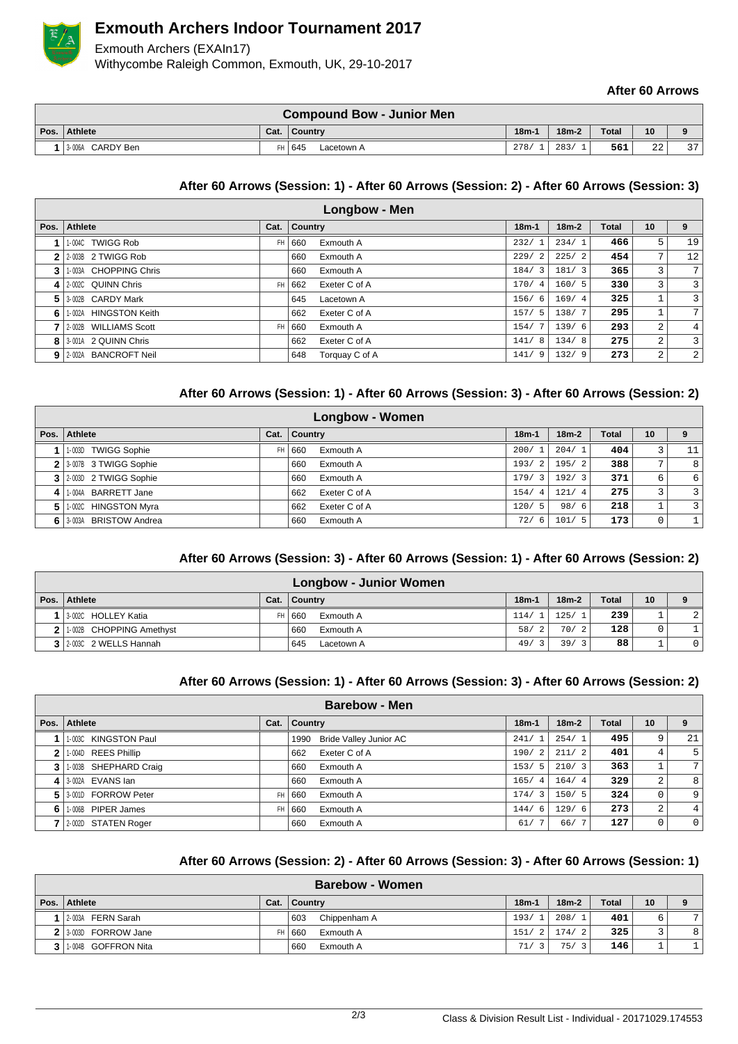# Exmouth Archers Indoor Tournament 2017

Exmouth Archers (EXAIn17)
Withycombe Raleigh Common, Exmouth, UK, 29-10-2017

**After 60 Arrows**

## Compound Bow - Junior Men

| Pos. | Athlete | Cat. | Country | 18m-1 | 18m-2 | Total | 10 | 9 |
|---|---|---|---|---|---|---|---|---|
| 1 | 3-006A CARDY Ben | FH | 645 Lacetown A | 278/ 1 | 283/ 1 | 561 | 22 | 37 |

**After 60 Arrows (Session: 1) - After 60 Arrows (Session: 2) - After 60 Arrows (Session: 3)**

## Longbow - Men

| Pos. | Athlete | Cat. | Country | 18m-1 | 18m-2 | Total | 10 | 9 |
|---|---|---|---|---|---|---|---|---|
| 1 | 1-004C TWIGG Rob | FH | 660 Exmouth A | 232/ 1 | 234/ 1 | 466 | 5 | 19 |
| 2 | 2-003B 2 TWIGG Rob | | 660 Exmouth A | 229/ 2 | 225/ 2 | 454 | 7 | 12 |
| 3 | 1-003A CHOPPING Chris | | 660 Exmouth A | 184/ 3 | 181/ 3 | 365 | 3 | 7 |
| 4 | 2-002C QUINN Chris | FH | 662 Exeter C of A | 170/ 4 | 160/ 5 | 330 | 3 | 3 |
| 5 | 3-002B CARDY Mark | | 645 Lacetown A | 156/ 6 | 169/ 4 | 325 | 1 | 3 |
| 6 | 1-002A HINGSTON Keith | | 662 Exeter C of A | 157/ 5 | 138/ 7 | 295 | 1 | 7 |
| 7 | 2-002B WILLIAMS Scott | FH | 660 Exmouth A | 154/ 7 | 139/ 6 | 293 | 2 | 4 |
| 8 | 3-001A 2 QUINN Chris | | 662 Exeter C of A | 141/ 8 | 134/ 8 | 275 | 2 | 3 |
| 9 | 2-002A BANCROFT Neil | | 648 Torquay C of A | 141/ 9 | 132/ 9 | 273 | 2 | 2 |

**After 60 Arrows (Session: 1) - After 60 Arrows (Session: 3) - After 60 Arrows (Session: 2)**

## Longbow - Women

| Pos. | Athlete | Cat. | Country | 18m-1 | 18m-2 | Total | 10 | 9 |
|---|---|---|---|---|---|---|---|---|
| 1 | 1-003D TWIGG Sophie | FH | 660 Exmouth A | 200/ 1 | 204/ 1 | 404 | 3 | 11 |
| 2 | 3-007B 3 TWIGG Sophie | | 660 Exmouth A | 193/ 2 | 195/ 2 | 388 | 7 | 8 |
| 3 | 2-003D 2 TWIGG Sophie | | 660 Exmouth A | 179/ 3 | 192/ 3 | 371 | 6 | 6 |
| 4 | 1-004A BARRETT Jane | | 662 Exeter C of A | 154/ 4 | 121/ 4 | 275 | 3 | 3 |
| 5 | 1-002C HINGSTON Myra | | 662 Exeter C of A | 120/ 5 | 98/ 6 | 218 | 1 | 3 |
| 6 | 3-003A BRISTOW Andrea | | 660 Exmouth A | 72/ 6 | 101/ 5 | 173 | 0 | 1 |

**After 60 Arrows (Session: 3) - After 60 Arrows (Session: 1) - After 60 Arrows (Session: 2)**

## Longbow - Junior Women

| Pos. | Athlete | Cat. | Country | 18m-1 | 18m-2 | Total | 10 | 9 |
|---|---|---|---|---|---|---|---|---|
| 1 | 3-002C HOLLEY Katia | FH | 660 Exmouth A | 114/ 1 | 125/ 1 | 239 | 1 | 2 |
| 2 | 1-002B CHOPPING Amethyst | | 660 Exmouth A | 58/ 2 | 70/ 2 | 128 | 0 | 1 |
| 3 | 2-003C 2 WELLS Hannah | | 645 Lacetown A | 49/ 3 | 39/ 3 | 88 | 1 | 0 |

**After 60 Arrows (Session: 1) - After 60 Arrows (Session: 3) - After 60 Arrows (Session: 2)**

## Barebow - Men

| Pos. | Athlete | Cat. | Country | 18m-1 | 18m-2 | Total | 10 | 9 |
|---|---|---|---|---|---|---|---|---|
| 1 | 1-003C KINGSTON Paul | | 1990 Bride Valley Junior AC | 241/ 1 | 254/ 1 | 495 | 9 | 21 |
| 2 | 1-004D REES Phillip | | 662 Exeter C of A | 190/ 2 | 211/ 2 | 401 | 4 | 5 |
| 3 | 1-003B SHEPHARD Craig | | 660 Exmouth A | 153/ 5 | 210/ 3 | 363 | 1 | 7 |
| 4 | 3-002A EVANS Ian | | 660 Exmouth A | 165/ 4 | 164/ 4 | 329 | 2 | 8 |
| 5 | 3-001D FORROW Peter | FH | 660 Exmouth A | 174/ 3 | 150/ 5 | 324 | 0 | 9 |
| 6 | 1-006B PIPER James | FH | 660 Exmouth A | 144/ 6 | 129/ 6 | 273 | 2 | 4 |
| 7 | 2-002D STATEN Roger | | 660 Exmouth A | 61/ 7 | 66/ 7 | 127 | 0 | 0 |

**After 60 Arrows (Session: 2) - After 60 Arrows (Session: 3) - After 60 Arrows (Session: 1)**

## Barebow - Women

| Pos. | Athlete | Cat. | Country | 18m-1 | 18m-2 | Total | 10 | 9 |
|---|---|---|---|---|---|---|---|---|
| 1 | 2-003A FERN Sarah | | 603 Chippenham A | 193/ 1 | 208/ 1 | 401 | 6 | 7 |
| 2 | 3-003D FORROW Jane | FH | 660 Exmouth A | 151/ 2 | 174/ 2 | 325 | 3 | 8 |
| 3 | 1-004B GOFFRON Nita | | 660 Exmouth A | 71/ 3 | 75/ 3 | 146 | 1 | 1 |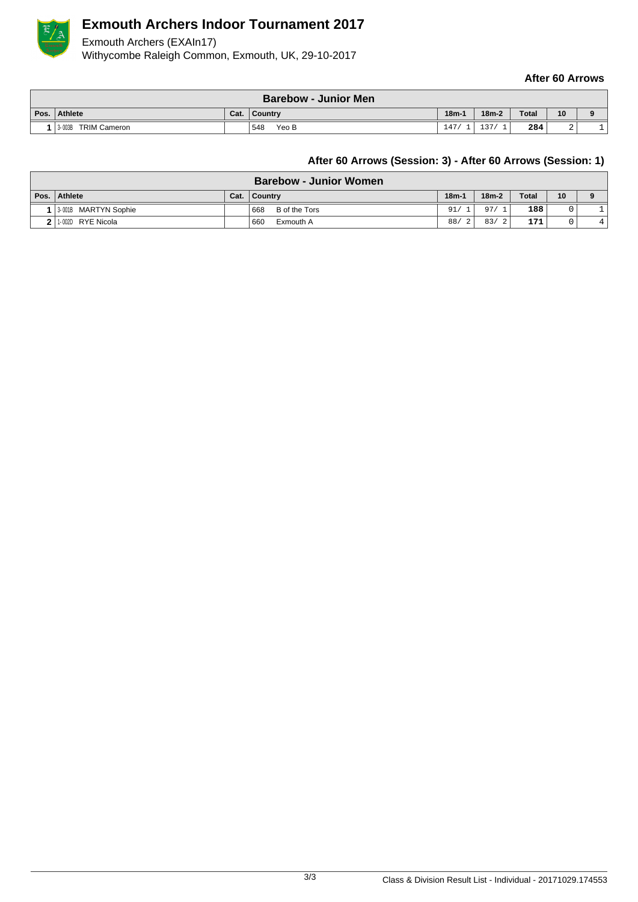# Exmouth Archers Indoor Tournament 2017

Exmouth Archers (EXAIn17)
Withycombe Raleigh Common, Exmouth, UK, 29-10-2017

**After 60 Arrows**

| Barebow - Junior Men | | | | | | | | |
|---|---|---|---|---|---|---|---|---|
| **Pos.** | **Athlete** | **Cat.** | **Country** | **18m-1** | **18m-2** | **Total** | **10** | **9** |
| **1** | 3-003B TRIM Cameron | | 548 Yeo B | 147/ 1 | 137/ 1 | **284** | 2 | 1 |

**After 60 Arrows (Session: 3) - After 60 Arrows (Session: 1)**

| Barebow - Junior Women | | | | | | | | |
|---|---|---|---|---|---|---|---|---|
| **Pos.** | **Athlete** | **Cat.** | **Country** | **18m-1** | **18m-2** | **Total** | **10** | **9** |
| **1** | 3-001B MARTYN Sophie | | 668 B of the Tors | 91/ 1 | 97/ 1 | **188** | 0 | 1 |
| **2** | 1-002D RYE Nicola | | 660 Exmouth A | 88/ 2 | 83/ 2 | **171** | 0 | 4 |

Class & Division Result List - Individual - 20171029.174553